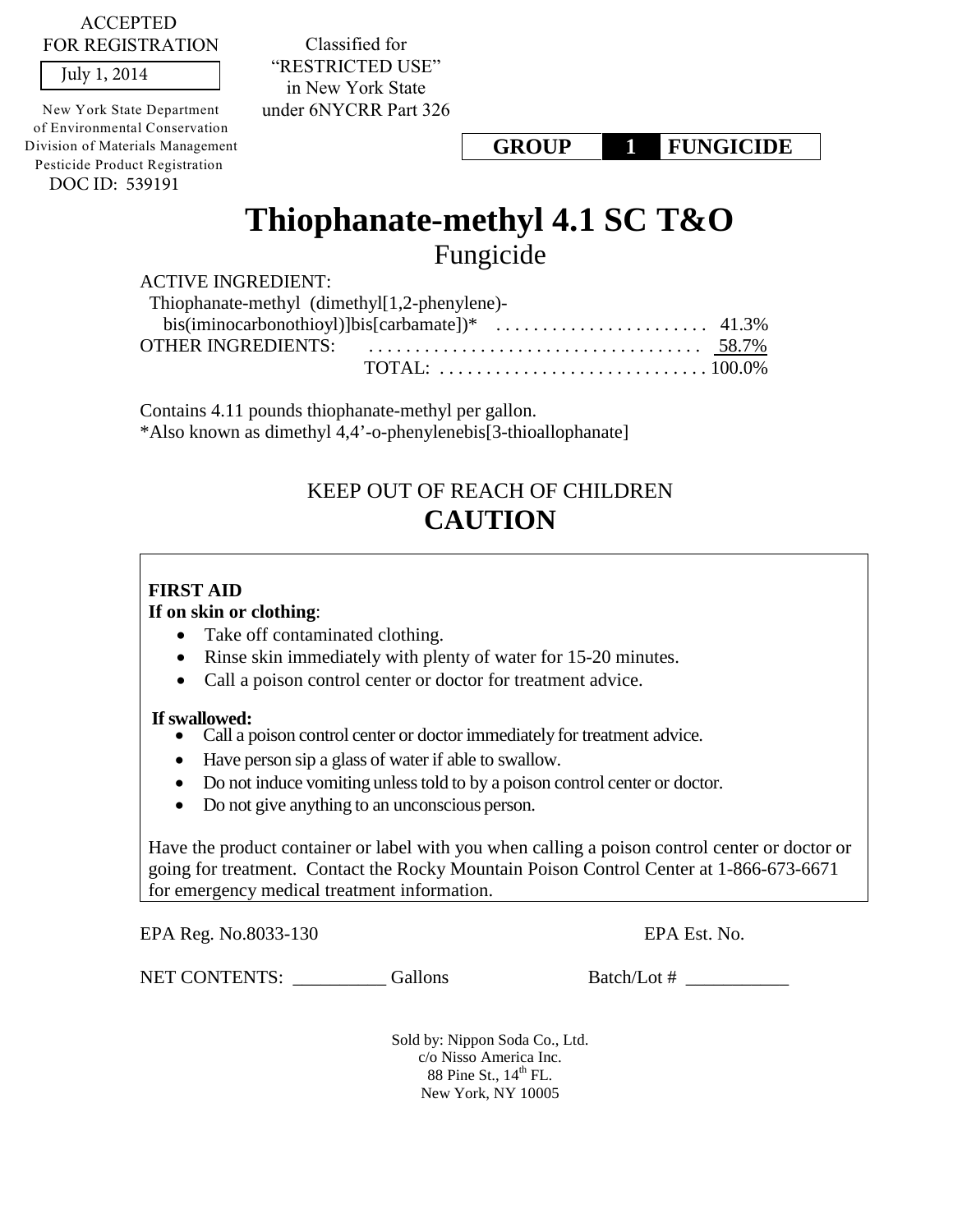ACCEPTED
FOR REGISTRATION

July 1, 2014

New York State Department
of Environmental Conservation
Division of Materials Management
Pesticide Product Registration
DOC ID: 539191

Classified for
"RESTRICTED USE"
in New York State
under 6NYCRR Part 326

| GROUP | 1 | FUNGICIDE |
|---|---|---|

# Thiophanate-methyl 4.1 SC T&O

## Fungicide

ACTIVE INGREDIENT:

| | |
|---|---|
| Thiophanate-methyl (dimethyl[1,2-phenylene)-bis(iminocarbonothioyl)]bis[carbamate])* | 41.3% |
| OTHER INGREDIENTS: | 58.7% |
| TOTAL: | 100.0% |

Contains 4.11 pounds thiophanate-methyl per gallon.
*Also known as dimethyl 4,4'-o-phenylenebis[3-thioallophanate]

KEEP OUT OF REACH OF CHILDREN

**CAUTION**

**FIRST AID**

**If on skin or clothing**:

- Take off contaminated clothing.
- Rinse skin immediately with plenty of water for 15-20 minutes.
- Call a poison control center or doctor for treatment advice.

**If swallowed:**

- Call a poison control center or doctor immediately for treatment advice.
- Have person sip a glass of water if able to swallow.
- Do not induce vomiting unless told to by a poison control center or doctor.
- Do not give anything to an unconscious person.

Have the product container or label with you when calling a poison control center or doctor or going for treatment. Contact the Rocky Mountain Poison Control Center at 1-866-673-6671 for emergency medical treatment information.

EPA Reg. No.8033-130

EPA Est. No.

NET CONTENTS: __________ Gallons

Batch/Lot # ___________

Sold by: Nippon Soda Co., Ltd.
c/o Nisso America Inc.
88 Pine St., 14th FL.
New York, NY 10005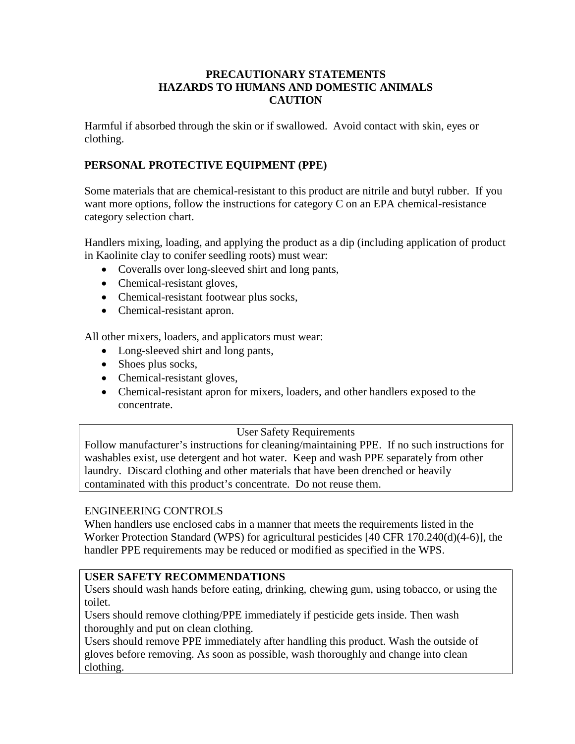**PRECAUTIONARY STATEMENTS**
**HAZARDS TO HUMANS AND DOMESTIC ANIMALS**
**CAUTION**

Harmful if absorbed through the skin or if swallowed. Avoid contact with skin, eyes or clothing.

**PERSONAL PROTECTIVE EQUIPMENT (PPE)**

Some materials that are chemical-resistant to this product are nitrile and butyl rubber. If you want more options, follow the instructions for category C on an EPA chemical-resistance category selection chart.

Handlers mixing, loading, and applying the product as a dip (including application of product in Kaolinite clay to conifer seedling roots) must wear:

- Coveralls over long-sleeved shirt and long pants,
- Chemical-resistant gloves,
- Chemical-resistant footwear plus socks,
- Chemical-resistant apron.

All other mixers, loaders, and applicators must wear:

- Long-sleeved shirt and long pants,
- Shoes plus socks,
- Chemical-resistant gloves,
- Chemical-resistant apron for mixers, loaders, and other handlers exposed to the concentrate.

User Safety Requirements

Follow manufacturer's instructions for cleaning/maintaining PPE. If no such instructions for washables exist, use detergent and hot water. Keep and wash PPE separately from other laundry. Discard clothing and other materials that have been drenched or heavily contaminated with this product's concentrate. Do not reuse them.

ENGINEERING CONTROLS

When handlers use enclosed cabs in a manner that meets the requirements listed in the Worker Protection Standard (WPS) for agricultural pesticides [40 CFR 170.240(d)(4-6)], the handler PPE requirements may be reduced or modified as specified in the WPS.

**USER SAFETY RECOMMENDATIONS**

Users should wash hands before eating, drinking, chewing gum, using tobacco, or using the toilet.

Users should remove clothing/PPE immediately if pesticide gets inside. Then wash thoroughly and put on clean clothing.

Users should remove PPE immediately after handling this product. Wash the outside of gloves before removing. As soon as possible, wash thoroughly and change into clean clothing.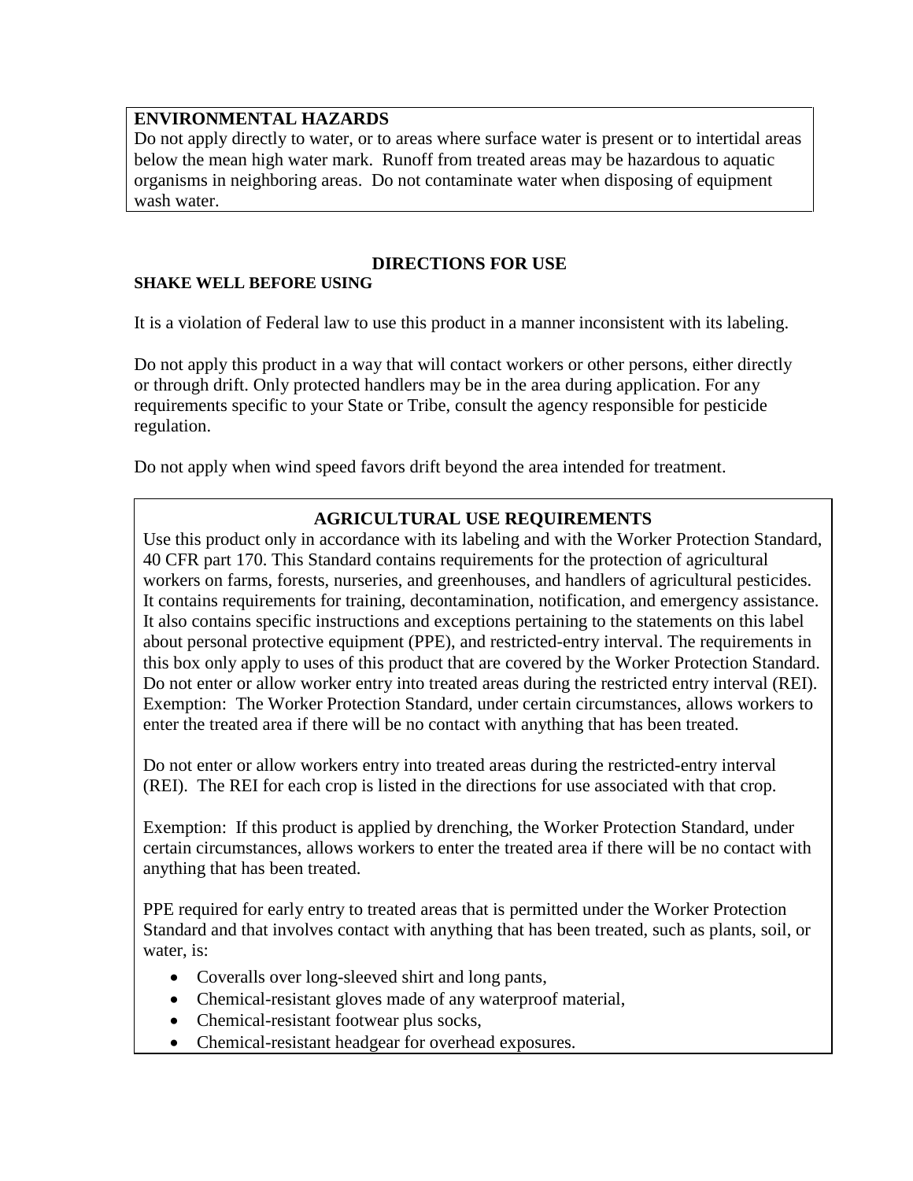**ENVIRONMENTAL HAZARDS**

Do not apply directly to water, or to areas where surface water is present or to intertidal areas below the mean high water mark. Runoff from treated areas may be hazardous to aquatic organisms in neighboring areas. Do not contaminate water when disposing of equipment wash water.

## DIRECTIONS FOR USE

**SHAKE WELL BEFORE USING**

It is a violation of Federal law to use this product in a manner inconsistent with its labeling.

Do not apply this product in a way that will contact workers or other persons, either directly or through drift. Only protected handlers may be in the area during application. For any requirements specific to your State or Tribe, consult the agency responsible for pesticide regulation.

Do not apply when wind speed favors drift beyond the area intended for treatment.

### AGRICULTURAL USE REQUIREMENTS

Use this product only in accordance with its labeling and with the Worker Protection Standard, 40 CFR part 170. This Standard contains requirements for the protection of agricultural workers on farms, forests, nurseries, and greenhouses, and handlers of agricultural pesticides. It contains requirements for training, decontamination, notification, and emergency assistance. It also contains specific instructions and exceptions pertaining to the statements on this label about personal protective equipment (PPE), and restricted-entry interval. The requirements in this box only apply to uses of this product that are covered by the Worker Protection Standard. Do not enter or allow worker entry into treated areas during the restricted entry interval (REI). Exemption: The Worker Protection Standard, under certain circumstances, allows workers to enter the treated area if there will be no contact with anything that has been treated.

Do not enter or allow workers entry into treated areas during the restricted-entry interval (REI). The REI for each crop is listed in the directions for use associated with that crop.

Exemption: If this product is applied by drenching, the Worker Protection Standard, under certain circumstances, allows workers to enter the treated area if there will be no contact with anything that has been treated.

PPE required for early entry to treated areas that is permitted under the Worker Protection Standard and that involves contact with anything that has been treated, such as plants, soil, or water, is:

- Coveralls over long-sleeved shirt and long pants,
- Chemical-resistant gloves made of any waterproof material,
- Chemical-resistant footwear plus socks,
- Chemical-resistant headgear for overhead exposures.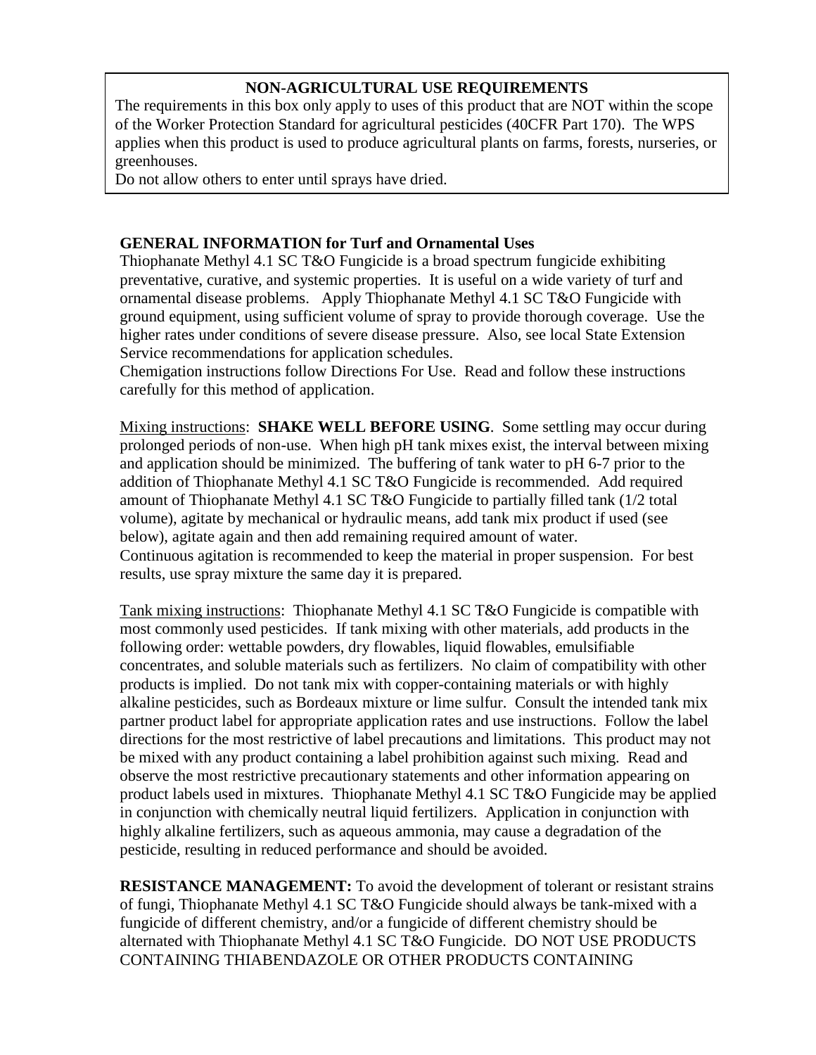**NON-AGRICULTURAL USE REQUIREMENTS**

The requirements in this box only apply to uses of this product that are NOT within the scope of the Worker Protection Standard for agricultural pesticides (40CFR Part 170). The WPS applies when this product is used to produce agricultural plants on farms, forests, nurseries, or greenhouses.

Do not allow others to enter until sprays have dried.

**GENERAL INFORMATION for Turf and Ornamental Uses**

Thiophanate Methyl 4.1 SC T&O Fungicide is a broad spectrum fungicide exhibiting preventative, curative, and systemic properties. It is useful on a wide variety of turf and ornamental disease problems. Apply Thiophanate Methyl 4.1 SC T&O Fungicide with ground equipment, using sufficient volume of spray to provide thorough coverage. Use the higher rates under conditions of severe disease pressure. Also, see local State Extension Service recommendations for application schedules.

Chemigation instructions follow Directions For Use. Read and follow these instructions carefully for this method of application.

Mixing instructions: **SHAKE WELL BEFORE USING**. Some settling may occur during prolonged periods of non-use. When high pH tank mixes exist, the interval between mixing and application should be minimized. The buffering of tank water to pH 6-7 prior to the addition of Thiophanate Methyl 4.1 SC T&O Fungicide is recommended. Add required amount of Thiophanate Methyl 4.1 SC T&O Fungicide to partially filled tank (1/2 total volume), agitate by mechanical or hydraulic means, add tank mix product if used (see below), agitate again and then add remaining required amount of water.

Continuous agitation is recommended to keep the material in proper suspension. For best results, use spray mixture the same day it is prepared.

Tank mixing instructions: Thiophanate Methyl 4.1 SC T&O Fungicide is compatible with most commonly used pesticides. If tank mixing with other materials, add products in the following order: wettable powders, dry flowables, liquid flowables, emulsifiable concentrates, and soluble materials such as fertilizers. No claim of compatibility with other products is implied. Do not tank mix with copper-containing materials or with highly alkaline pesticides, such as Bordeaux mixture or lime sulfur. Consult the intended tank mix partner product label for appropriate application rates and use instructions. Follow the label directions for the most restrictive of label precautions and limitations. This product may not be mixed with any product containing a label prohibition against such mixing. Read and observe the most restrictive precautionary statements and other information appearing on product labels used in mixtures. Thiophanate Methyl 4.1 SC T&O Fungicide may be applied in conjunction with chemically neutral liquid fertilizers. Application in conjunction with highly alkaline fertilizers, such as aqueous ammonia, may cause a degradation of the pesticide, resulting in reduced performance and should be avoided.

**RESISTANCE MANAGEMENT:** To avoid the development of tolerant or resistant strains of fungi, Thiophanate Methyl 4.1 SC T&O Fungicide should always be tank-mixed with a fungicide of different chemistry, and/or a fungicide of different chemistry should be alternated with Thiophanate Methyl 4.1 SC T&O Fungicide. DO NOT USE PRODUCTS CONTAINING THIABENDAZOLE OR OTHER PRODUCTS CONTAINING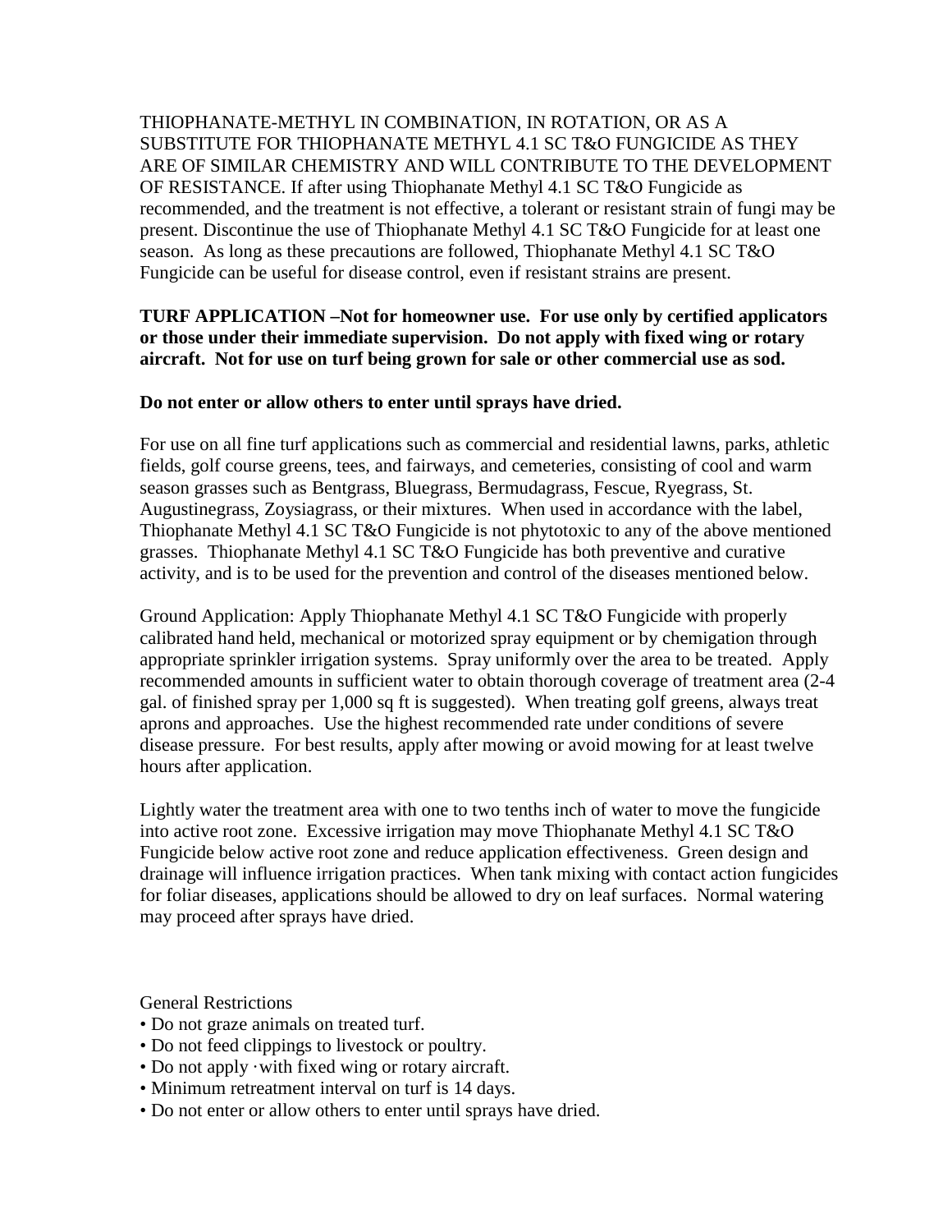THIOPHANATE-METHYL IN COMBINATION, IN ROTATION, OR AS A SUBSTITUTE FOR THIOPHANATE METHYL 4.1 SC T&O FUNGICIDE AS THEY ARE OF SIMILAR CHEMISTRY AND WILL CONTRIBUTE TO THE DEVELOPMENT OF RESISTANCE. If after using Thiophanate Methyl 4.1 SC T&O Fungicide as recommended, and the treatment is not effective, a tolerant or resistant strain of fungi may be present. Discontinue the use of Thiophanate Methyl 4.1 SC T&O Fungicide for at least one season. As long as these precautions are followed, Thiophanate Methyl 4.1 SC T&O Fungicide can be useful for disease control, even if resistant strains are present.

**TURF APPLICATION –Not for homeowner use. For use only by certified applicators or those under their immediate supervision. Do not apply with fixed wing or rotary aircraft. Not for use on turf being grown for sale or other commercial use as sod.**

**Do not enter or allow others to enter until sprays have dried.**

For use on all fine turf applications such as commercial and residential lawns, parks, athletic fields, golf course greens, tees, and fairways, and cemeteries, consisting of cool and warm season grasses such as Bentgrass, Bluegrass, Bermudagrass, Fescue, Ryegrass, St. Augustinegrass, Zoysiagrass, or their mixtures. When used in accordance with the label, Thiophanate Methyl 4.1 SC T&O Fungicide is not phytotoxic to any of the above mentioned grasses. Thiophanate Methyl 4.1 SC T&O Fungicide has both preventive and curative activity, and is to be used for the prevention and control of the diseases mentioned below.

Ground Application: Apply Thiophanate Methyl 4.1 SC T&O Fungicide with properly calibrated hand held, mechanical or motorized spray equipment or by chemigation through appropriate sprinkler irrigation systems. Spray uniformly over the area to be treated. Apply recommended amounts in sufficient water to obtain thorough coverage of treatment area (2-4 gal. of finished spray per 1,000 sq ft is suggested). When treating golf greens, always treat aprons and approaches. Use the highest recommended rate under conditions of severe disease pressure. For best results, apply after mowing or avoid mowing for at least twelve hours after application.

Lightly water the treatment area with one to two tenths inch of water to move the fungicide into active root zone. Excessive irrigation may move Thiophanate Methyl 4.1 SC T&O Fungicide below active root zone and reduce application effectiveness. Green design and drainage will influence irrigation practices. When tank mixing with contact action fungicides for foliar diseases, applications should be allowed to dry on leaf surfaces. Normal watering may proceed after sprays have dried.

General Restrictions

- Do not graze animals on treated turf.
- Do not feed clippings to livestock or poultry.
- Do not apply ·with fixed wing or rotary aircraft.
- Minimum retreatment interval on turf is 14 days.
- Do not enter or allow others to enter until sprays have dried.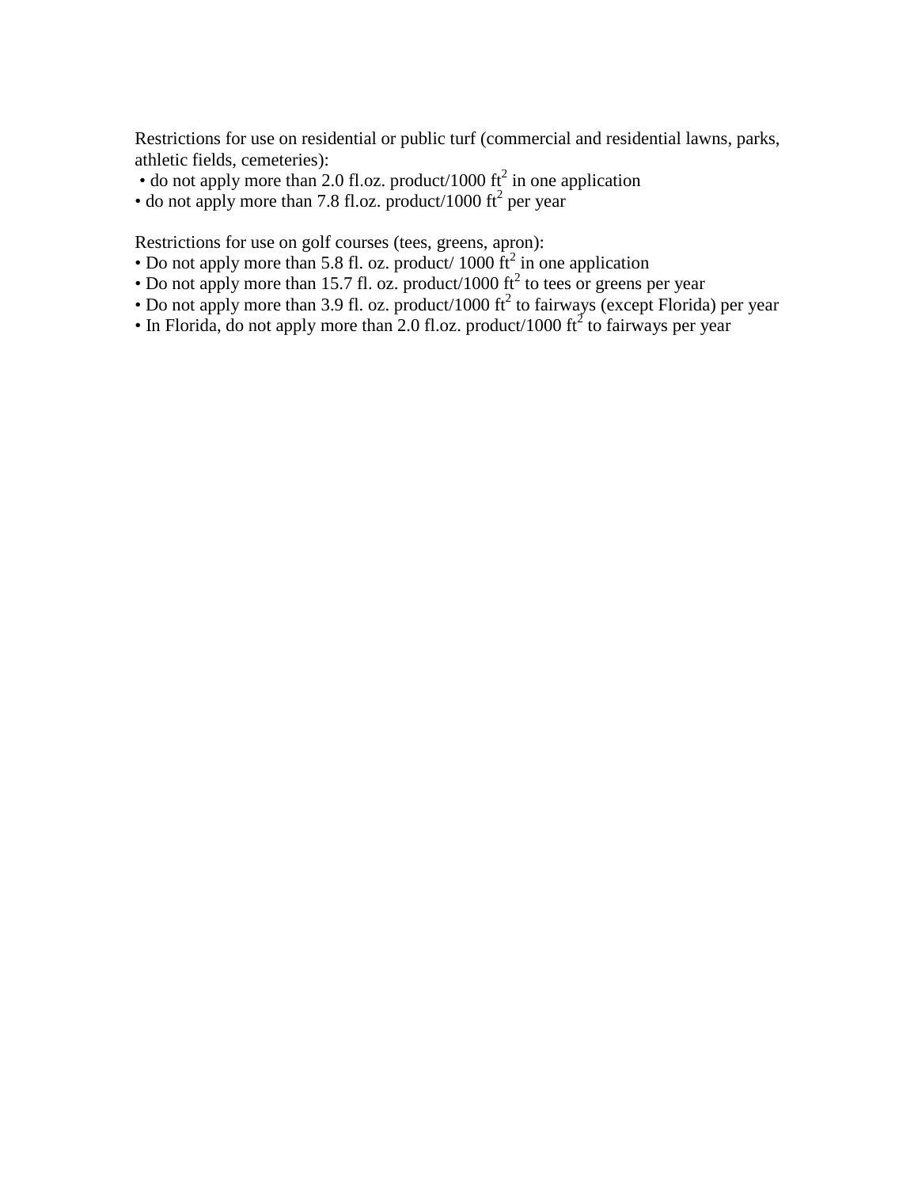Restrictions for use on residential or public turf (commercial and residential lawns, parks, athletic fields, cemeteries):

- do not apply more than 2.0 fl.oz. product/1000 $ft^2$ in one application
- do not apply more than 7.8 fl.oz. product/1000 $ft^2$ per year

Restrictions for use on golf courses (tees, greens, apron):

- Do not apply more than 5.8 fl. oz. product/ 1000 $ft^2$ in one application
- Do not apply more than 15.7 fl. oz. product/1000 $ft^2$ to tees or greens per year
- Do not apply more than 3.9 fl. oz. product/1000 $ft^2$ to fairways (except Florida) per year
- In Florida, do not apply more than 2.0 fl.oz. product/1000 $ft^2$ to fairways per year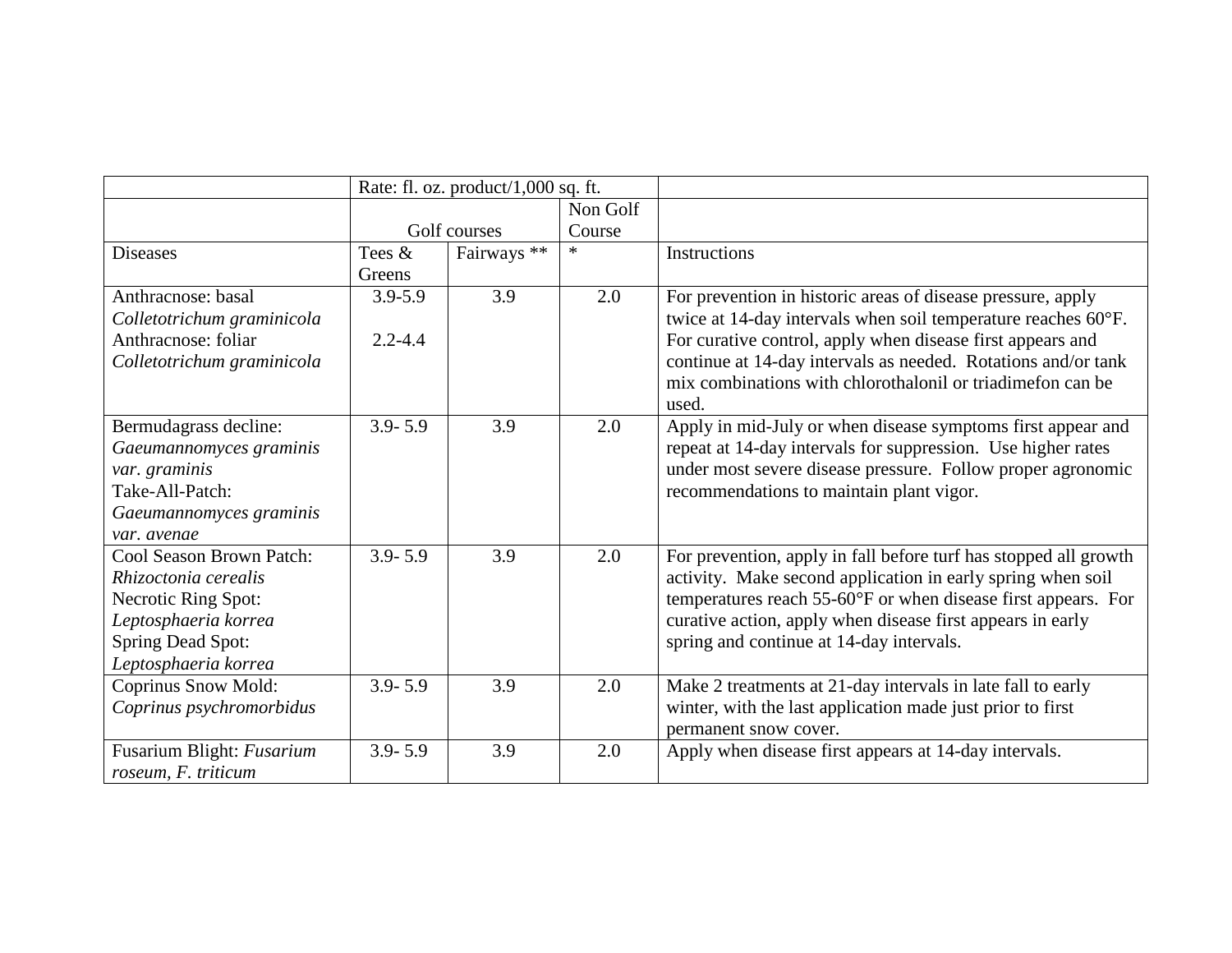| | Rate: fl. oz. product/1,000 sq. ft. | | | |
|---|---|---|---|---|
| | Golf courses | | Non Golf Course | |
| Diseases | Tees & Greens | Fairways ** | * | Instructions |
| Anthracnose: basal *Colletotrichum graminicola* Anthracnose: foliar *Colletotrichum graminicola* | 3.9-5.9<br><br>2.2-4.4 | 3.9 | 2.0 | For prevention in historic areas of disease pressure, apply twice at 14-day intervals when soil temperature reaches 60°F. For curative control, apply when disease first appears and continue at 14-day intervals as needed. Rotations and/or tank mix combinations with chlorothalonil or triadimefon can be used. |
| Bermudagrass decline: *Gaeumannomyces graminis var. graminis* Take-All-Patch: *Gaeumannomyces graminis var. avenae* | 3.9- 5.9 | 3.9 | 2.0 | Apply in mid-July or when disease symptoms first appear and repeat at 14-day intervals for suppression. Use higher rates under most severe disease pressure. Follow proper agronomic recommendations to maintain plant vigor. |
| Cool Season Brown Patch: *Rhizoctonia cerealis* Necrotic Ring Spot: *Leptosphaeria korrea* Spring Dead Spot: *Leptosphaeria korrea* | 3.9- 5.9 | 3.9 | 2.0 | For prevention, apply in fall before turf has stopped all growth activity. Make second application in early spring when soil temperatures reach 55-60°F or when disease first appears. For curative action, apply when disease first appears in early spring and continue at 14-day intervals. |
| Coprinus Snow Mold: *Coprinus psychromorbidus* | 3.9- 5.9 | 3.9 | 2.0 | Make 2 treatments at 21-day intervals in late fall to early winter, with the last application made just prior to first permanent snow cover. |
| Fusarium Blight: *Fusarium roseum, F. triticum* | 3.9- 5.9 | 3.9 | 2.0 | Apply when disease first appears at 14-day intervals. |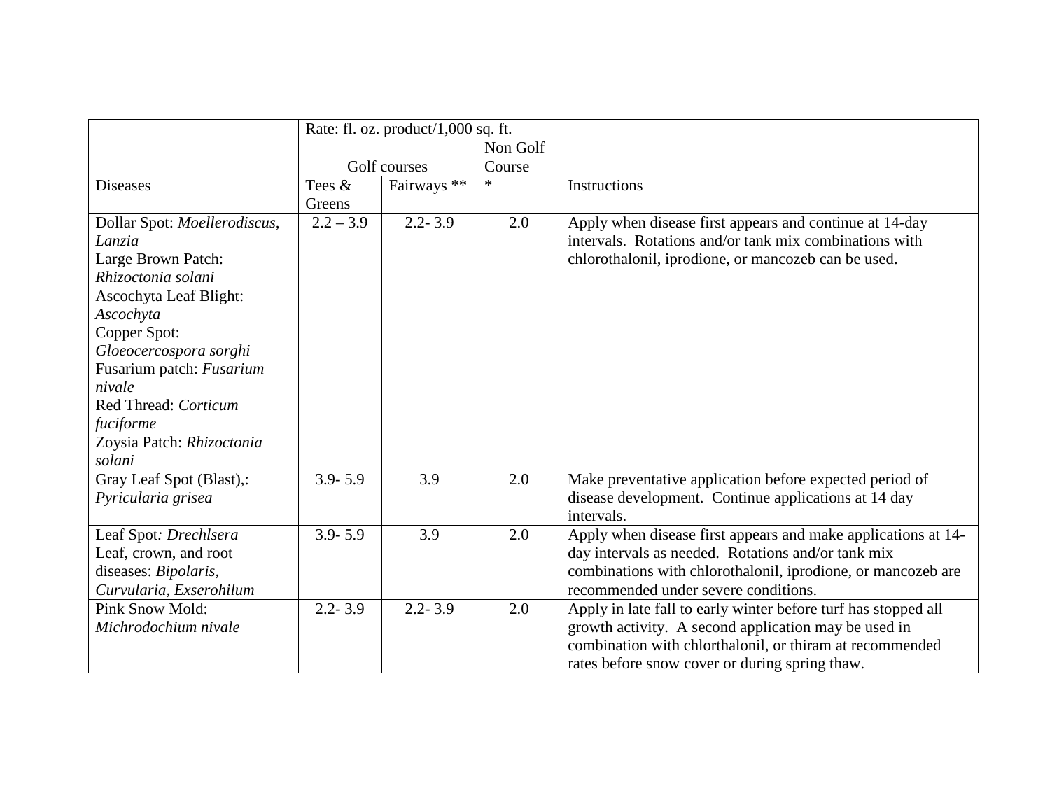| | Rate: fl. oz. product/1,000 sq. ft. | | | |
|---|---|---|---|---|
| | Golf courses | | Non Golf Course | |
| Diseases | Tees & Greens | Fairways ** | * | Instructions |
| Dollar Spot: *Moellerodiscus, Lanzia*<br>Large Brown Patch: *Rhizoctonia solani*<br>Ascochyta Leaf Blight: *Ascochyta*<br>Copper Spot: *Gloeocercospora sorghi*<br>Fusarium patch: *Fusarium nivale*<br>Red Thread: *Corticum fuciforme*<br>Zoysia Patch: *Rhizoctonia solani* | 2.2 – 3.9 | 2.2- 3.9 | 2.0 | Apply when disease first appears and continue at 14-day intervals. Rotations and/or tank mix combinations with chlorothalonil, iprodione, or mancozeb can be used. |
| Gray Leaf Spot (Blast),: *Pyricularia grisea* | 3.9- 5.9 | 3.9 | 2.0 | Make preventative application before expected period of disease development. Continue applications at 14 day intervals. |
| Leaf Spot*: Drechlsera*<br>Leaf, crown, and root diseases: *Bipolaris, Curvularia, Exserohilum* | 3.9- 5.9 | 3.9 | 2.0 | Apply when disease first appears and make applications at 14-day intervals as needed. Rotations and/or tank mix combinations with chlorothalonil, iprodione, or mancozeb are recommended under severe conditions. |
| Pink Snow Mold: *Michrodochium nivale* | 2.2- 3.9 | 2.2- 3.9 | 2.0 | Apply in late fall to early winter before turf has stopped all growth activity. A second application may be used in combination with chlorthalonil, or thiram at recommended rates before snow cover or during spring thaw. |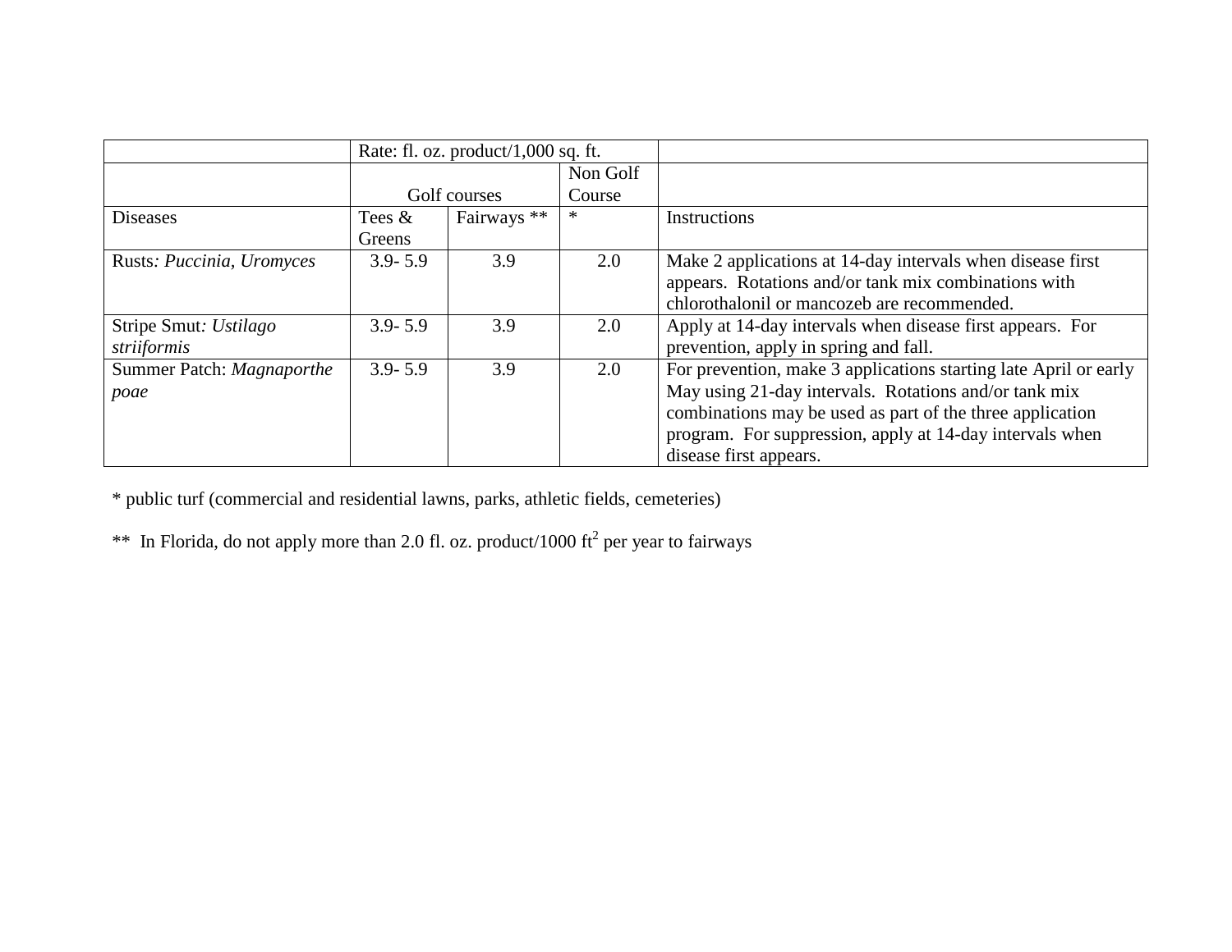| | Rate: fl. oz. product/1,000 sq. ft. | | | |
|---|---|---|---|---|
| | Golf courses | | Non Golf Course | |
| Diseases | Tees & Greens | Fairways ** | * | Instructions |
| Rusts: *Puccinia, Uromyces* | 3.9- 5.9 | 3.9 | 2.0 | Make 2 applications at 14-day intervals when disease first appears. Rotations and/or tank mix combinations with chlorothalonil or mancozeb are recommended. |
| Stripe Smut: *Ustilago striiformis* | 3.9- 5.9 | 3.9 | 2.0 | Apply at 14-day intervals when disease first appears. For prevention, apply in spring and fall. |
| Summer Patch: *Magnaporthe poae* | 3.9- 5.9 | 3.9 | 2.0 | For prevention, make 3 applications starting late April or early May using 21-day intervals. Rotations and/or tank mix combinations may be used as part of the three application program. For suppression, apply at 14-day intervals when disease first appears. |

* public turf (commercial and residential lawns, parks, athletic fields, cemeteries)

** In Florida, do not apply more than 2.0 fl. oz. product/1000 $ft^2$ per year to fairways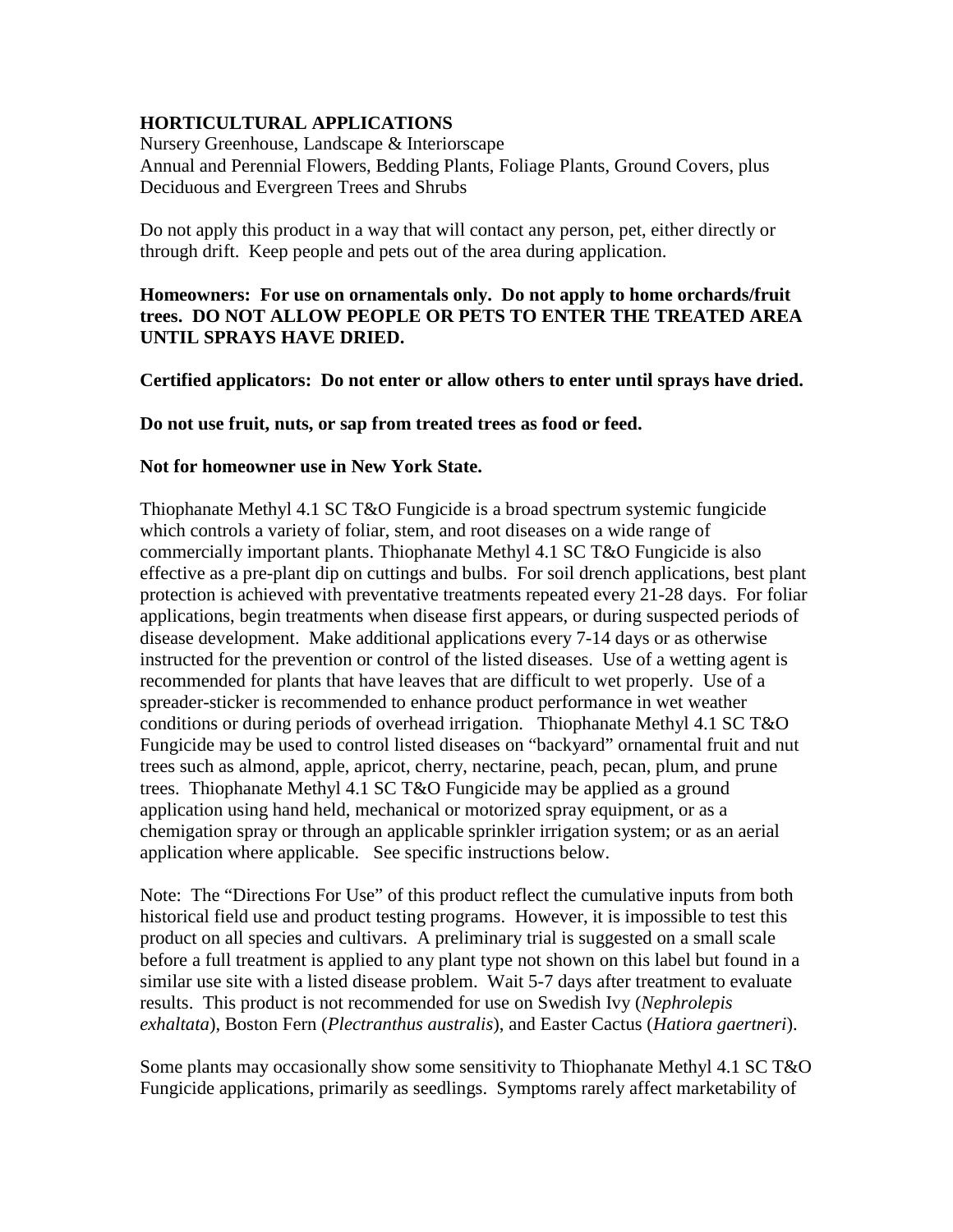**HORTICULTURAL APPLICATIONS**
Nursery Greenhouse, Landscape & Interiorscape
Annual and Perennial Flowers, Bedding Plants, Foliage Plants, Ground Covers, plus Deciduous and Evergreen Trees and Shrubs

Do not apply this product in a way that will contact any person, pet, either directly or through drift. Keep people and pets out of the area during application.

**Homeowners: For use on ornamentals only. Do not apply to home orchards/fruit trees. DO NOT ALLOW PEOPLE OR PETS TO ENTER THE TREATED AREA UNTIL SPRAYS HAVE DRIED.**

**Certified applicators: Do not enter or allow others to enter until sprays have dried.**

**Do not use fruit, nuts, or sap from treated trees as food or feed.**

**Not for homeowner use in New York State.**

Thiophanate Methyl 4.1 SC T&O Fungicide is a broad spectrum systemic fungicide which controls a variety of foliar, stem, and root diseases on a wide range of commercially important plants. Thiophanate Methyl 4.1 SC T&O Fungicide is also effective as a pre-plant dip on cuttings and bulbs. For soil drench applications, best plant protection is achieved with preventative treatments repeated every 21-28 days. For foliar applications, begin treatments when disease first appears, or during suspected periods of disease development. Make additional applications every 7-14 days or as otherwise instructed for the prevention or control of the listed diseases. Use of a wetting agent is recommended for plants that have leaves that are difficult to wet properly. Use of a spreader-sticker is recommended to enhance product performance in wet weather conditions or during periods of overhead irrigation. Thiophanate Methyl 4.1 SC T&O Fungicide may be used to control listed diseases on "backyard" ornamental fruit and nut trees such as almond, apple, apricot, cherry, nectarine, peach, pecan, plum, and prune trees. Thiophanate Methyl 4.1 SC T&O Fungicide may be applied as a ground application using hand held, mechanical or motorized spray equipment, or as a chemigation spray or through an applicable sprinkler irrigation system; or as an aerial application where applicable. See specific instructions below.

Note: The "Directions For Use" of this product reflect the cumulative inputs from both historical field use and product testing programs. However, it is impossible to test this product on all species and cultivars. A preliminary trial is suggested on a small scale before a full treatment is applied to any plant type not shown on this label but found in a similar use site with a listed disease problem. Wait 5-7 days after treatment to evaluate results. This product is not recommended for use on Swedish Ivy (*Nephrolepis exhaltata*), Boston Fern (*Plectranthus australis*), and Easter Cactus (*Hatiora gaertneri*).

Some plants may occasionally show some sensitivity to Thiophanate Methyl 4.1 SC T&O Fungicide applications, primarily as seedlings. Symptoms rarely affect marketability of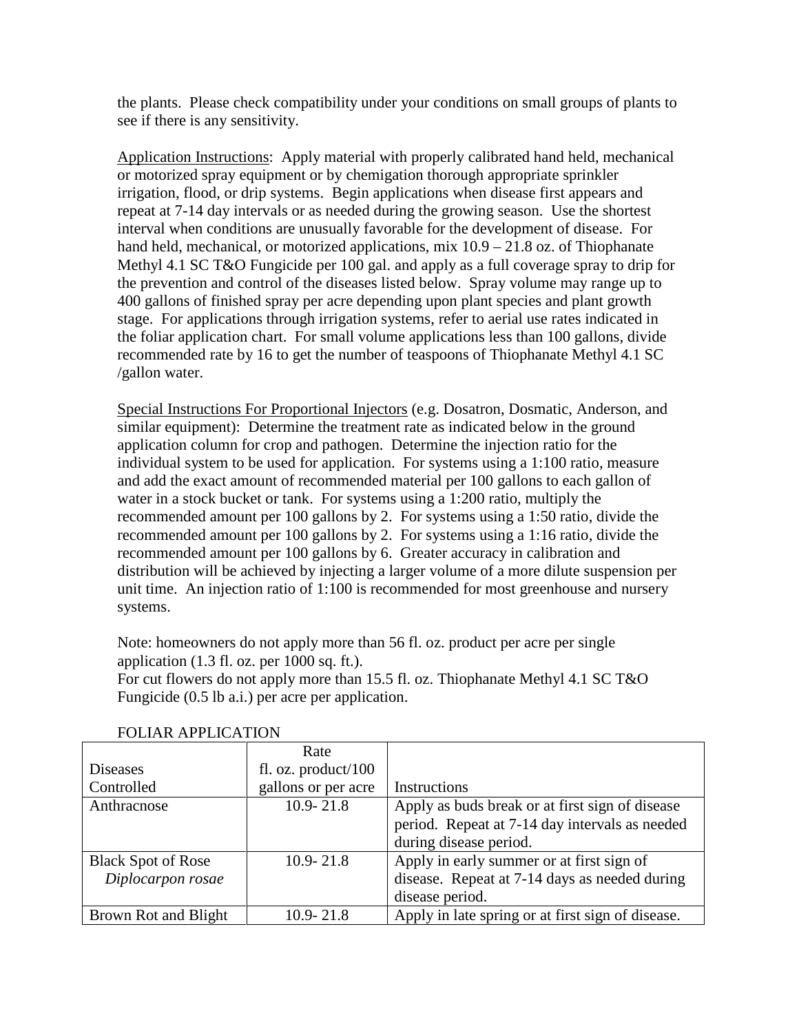the plants. Please check compatibility under your conditions on small groups of plants to see if there is any sensitivity.

Application Instructions: Apply material with properly calibrated hand held, mechanical or motorized spray equipment or by chemigation thorough appropriate sprinkler irrigation, flood, or drip systems. Begin applications when disease first appears and repeat at 7-14 day intervals or as needed during the growing season. Use the shortest interval when conditions are unusually favorable for the development of disease. For hand held, mechanical, or motorized applications, mix 10.9 – 21.8 oz. of Thiophanate Methyl 4.1 SC T&O Fungicide per 100 gal. and apply as a full coverage spray to drip for the prevention and control of the diseases listed below. Spray volume may range up to 400 gallons of finished spray per acre depending upon plant species and plant growth stage. For applications through irrigation systems, refer to aerial use rates indicated in the foliar application chart. For small volume applications less than 100 gallons, divide recommended rate by 16 to get the number of teaspoons of Thiophanate Methyl 4.1 SC /gallon water.

Special Instructions For Proportional Injectors (e.g. Dosatron, Dosmatic, Anderson, and similar equipment): Determine the treatment rate as indicated below in the ground application column for crop and pathogen. Determine the injection ratio for the individual system to be used for application. For systems using a 1:100 ratio, measure and add the exact amount of recommended material per 100 gallons to each gallon of water in a stock bucket or tank. For systems using a 1:200 ratio, multiply the recommended amount per 100 gallons by 2. For systems using a 1:50 ratio, divide the recommended amount per 100 gallons by 2. For systems using a 1:16 ratio, divide the recommended amount per 100 gallons by 6. Greater accuracy in calibration and distribution will be achieved by injecting a larger volume of a more dilute suspension per unit time. An injection ratio of 1:100 is recommended for most greenhouse and nursery systems.

Note: homeowners do not apply more than 56 fl. oz. product per acre per single application (1.3 fl. oz. per 1000 sq. ft.).
For cut flowers do not apply more than 15.5 fl. oz. Thiophanate Methyl 4.1 SC T&O Fungicide (0.5 lb a.i.) per acre per application.

FOLIAR APPLICATION

| Diseases Controlled | Rate fl. oz. product/100 gallons or per acre | Instructions |
|---|---|---|
| Anthracnose | 10.9- 21.8 | Apply as buds break or at first sign of disease period. Repeat at 7-14 day intervals as needed during disease period. |
| Black Spot of Rose *Diplocarpon rosae* | 10.9- 21.8 | Apply in early summer or at first sign of disease. Repeat at 7-14 days as needed during disease period. |
| Brown Rot and Blight | 10.9- 21.8 | Apply in late spring or at first sign of disease. |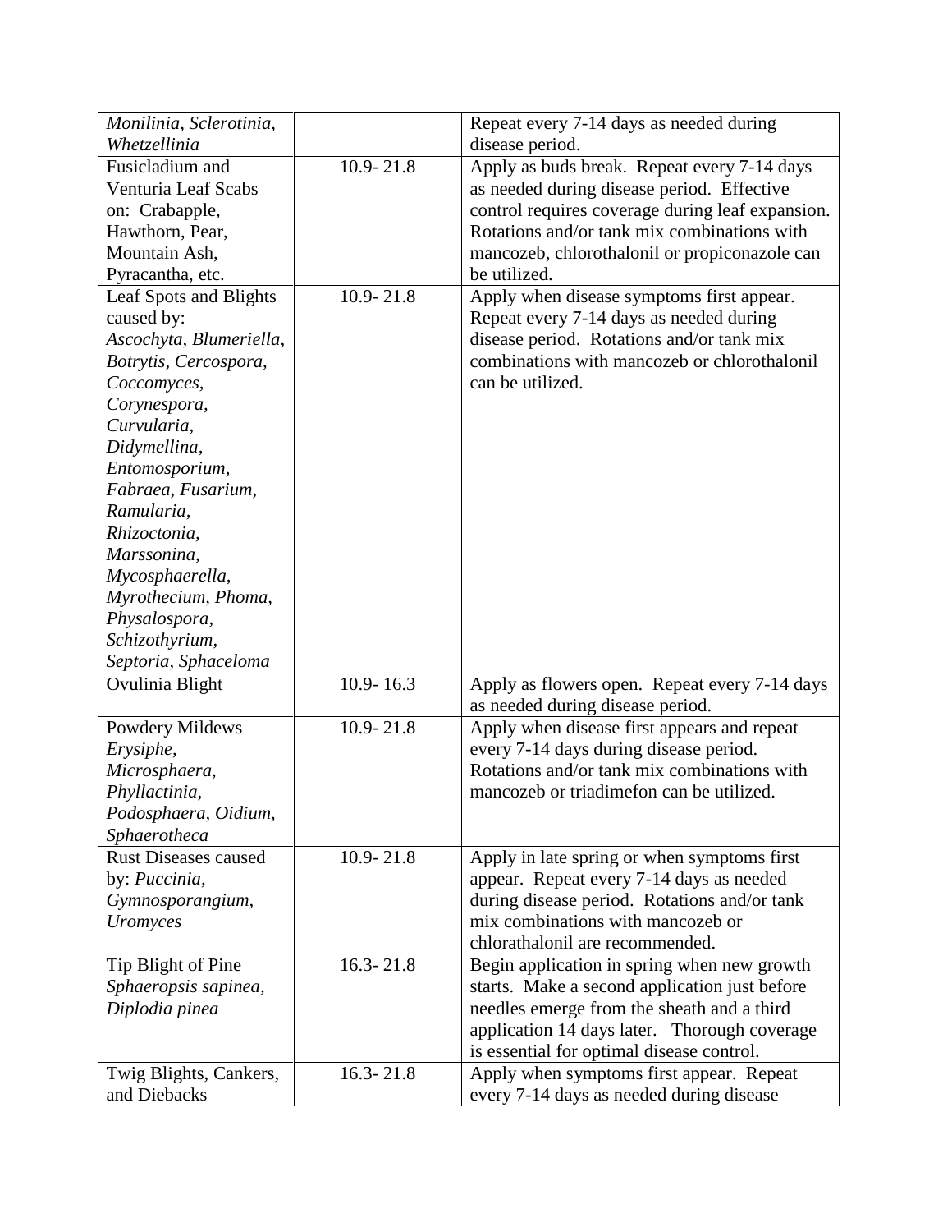| | | |
|---|---|---|
| *Monilinia, Sclerotinia, Whetzellinia* | | Repeat every 7-14 days as needed during disease period. |
| Fusicladium and Venturia Leaf Scabs on: Crabapple, Hawthorn, Pear, Mountain Ash, Pyracantha, etc. | 10.9- 21.8 | Apply as buds break. Repeat every 7-14 days as needed during disease period. Effective control requires coverage during leaf expansion. Rotations and/or tank mix combinations with mancozeb, chlorothalonil or propiconazole can be utilized. |
| Leaf Spots and Blights caused by: *Ascochyta, Blumeriella, Botrytis, Cercospora, Coccomyces, Corynespora, Curvularia, Didymellina, Entomosporium, Fabraea, Fusarium, Ramularia, Rhizoctonia, Marssonina, Mycosphaerella, Myrothecium, Phoma, Physalospora, Schizothyrium, Septoria, Sphaceloma* | 10.9- 21.8 | Apply when disease symptoms first appear. Repeat every 7-14 days as needed during disease period. Rotations and/or tank mix combinations with mancozeb or chlorothalonil can be utilized. |
| Ovulinia Blight | 10.9- 16.3 | Apply as flowers open. Repeat every 7-14 days as needed during disease period. |
| Powdery Mildews *Erysiphe, Microsphaera, Phyllactinia, Podosphaera, Oidium, Sphaerotheca* | 10.9- 21.8 | Apply when disease first appears and repeat every 7-14 days during disease period. Rotations and/or tank mix combinations with mancozeb or triadimefon can be utilized. |
| Rust Diseases caused by: *Puccinia, Gymnosporangium, Uromyces* | 10.9- 21.8 | Apply in late spring or when symptoms first appear. Repeat every 7-14 days as needed during disease period. Rotations and/or tank mix combinations with mancozeb or chlorathalonil are recommended. |
| Tip Blight of Pine *Sphaeropsis sapinea, Diplodia pinea* | 16.3- 21.8 | Begin application in spring when new growth starts. Make a second application just before needles emerge from the sheath and a third application 14 days later. Thorough coverage is essential for optimal disease control. |
| Twig Blights, Cankers, and Diebacks | 16.3- 21.8 | Apply when symptoms first appear. Repeat every 7-14 days as needed during disease |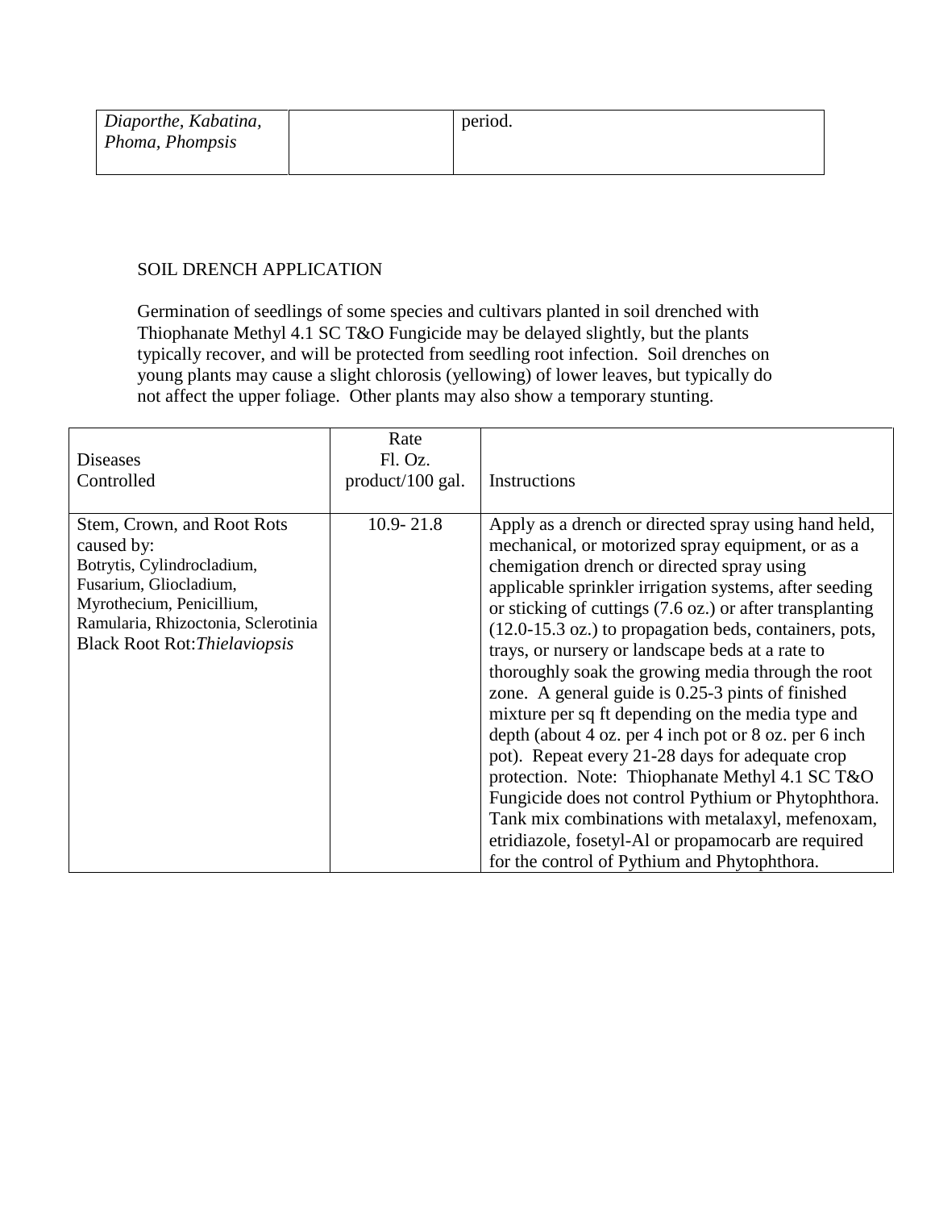| | | |
|---|---|---|
| *Diaporthe, Kabatina, Phoma, Phompsis* | | period. |

SOIL DRENCH APPLICATION

Germination of seedlings of some species and cultivars planted in soil drenched with Thiophanate Methyl 4.1 SC T&O Fungicide may be delayed slightly, but the plants typically recover, and will be protected from seedling root infection. Soil drenches on young plants may cause a slight chlorosis (yellowing) of lower leaves, but typically do not affect the upper foliage. Other plants may also show a temporary stunting.

| Diseases Controlled | Rate Fl. Oz. product/100 gal. | Instructions |
|---|---|---|
| Stem, Crown, and Root Rots caused by: Botrytis, Cylindrocladium, Fusarium, Gliocladium, Myrothecium, Penicillium, Ramularia, Rhizoctonia, Sclerotinia Black Root Rot: *Thielaviopsis* | 10.9- 21.8 | Apply as a drench or directed spray using hand held, mechanical, or motorized spray equipment, or as a chemigation drench or directed spray using applicable sprinkler irrigation systems, after seeding or sticking of cuttings (7.6 oz.) or after transplanting (12.0-15.3 oz.) to propagation beds, containers, pots, trays, or nursery or landscape beds at a rate to thoroughly soak the growing media through the root zone. A general guide is 0.25-3 pints of finished mixture per sq ft depending on the media type and depth (about 4 oz. per 4 inch pot or 8 oz. per 6 inch pot). Repeat every 21-28 days for adequate crop protection. Note: Thiophanate Methyl 4.1 SC T&O Fungicide does not control Pythium or Phytophthora. Tank mix combinations with metalaxyl, mefenoxam, etridiazole, fosetyl-Al or propamocarb are required for the control of Pythium and Phytophthora. |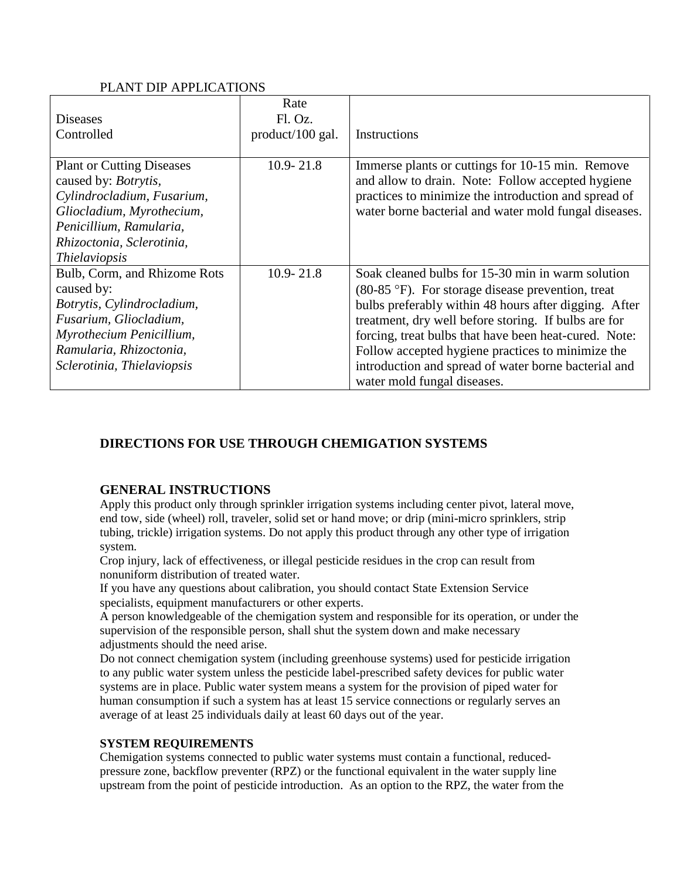PLANT DIP APPLICATIONS

| Diseases Controlled | Rate Fl. Oz. product/100 gal. | Instructions |
|---|---|---|
| Plant or Cutting Diseases caused by: *Botrytis, Cylindrocladium, Fusarium, Gliocladium, Myrothecium, Penicillium, Ramularia, Rhizoctonia, Sclerotinia, Thielaviopsis* | 10.9- 21.8 | Immerse plants or cuttings for 10-15 min. Remove and allow to drain. Note: Follow accepted hygiene practices to minimize the introduction and spread of water borne bacterial and water mold fungal diseases. |
| Bulb, Corm, and Rhizome Rots caused by: *Botrytis, Cylindrocladium, Fusarium, Gliocladium, Myrothecium Penicillium, Ramularia, Rhizoctonia, Sclerotinia, Thielaviopsis* | 10.9- 21.8 | Soak cleaned bulbs for 15-30 min in warm solution (80-85 °F). For storage disease prevention, treat bulbs preferably within 48 hours after digging. After treatment, dry well before storing. If bulbs are for forcing, treat bulbs that have been heat-cured. Note: Follow accepted hygiene practices to minimize the introduction and spread of water borne bacterial and water mold fungal diseases. |

## DIRECTIONS FOR USE THROUGH CHEMIGATION SYSTEMS

### GENERAL INSTRUCTIONS

Apply this product only through sprinkler irrigation systems including center pivot, lateral move, end tow, side (wheel) roll, traveler, solid set or hand move; or drip (mini-micro sprinklers, strip tubing, trickle) irrigation systems. Do not apply this product through any other type of irrigation system.

Crop injury, lack of effectiveness, or illegal pesticide residues in the crop can result from nonuniform distribution of treated water.

If you have any questions about calibration, you should contact State Extension Service specialists, equipment manufacturers or other experts.

A person knowledgeable of the chemigation system and responsible for its operation, or under the supervision of the responsible person, shall shut the system down and make necessary adjustments should the need arise.

Do not connect chemigation system (including greenhouse systems) used for pesticide irrigation to any public water system unless the pesticide label-prescribed safety devices for public water systems are in place. Public water system means a system for the provision of piped water for human consumption if such a system has at least 15 service connections or regularly serves an average of at least 25 individuals daily at least 60 days out of the year.

**SYSTEM REQUIREMENTS**

Chemigation systems connected to public water systems must contain a functional, reduced-pressure zone, backflow preventer (RPZ) or the functional equivalent in the water supply line upstream from the point of pesticide introduction. As an option to the RPZ, the water from the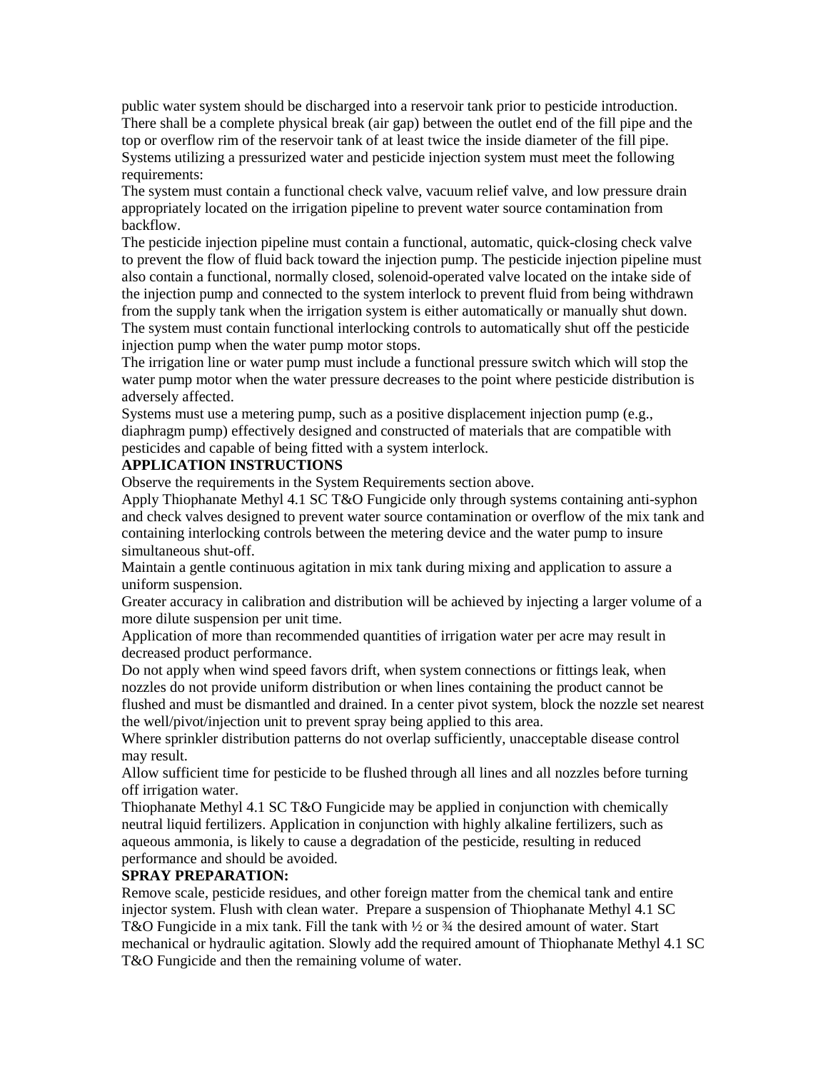public water system should be discharged into a reservoir tank prior to pesticide introduction. There shall be a complete physical break (air gap) between the outlet end of the fill pipe and the top or overflow rim of the reservoir tank of at least twice the inside diameter of the fill pipe. Systems utilizing a pressurized water and pesticide injection system must meet the following requirements:

The system must contain a functional check valve, vacuum relief valve, and low pressure drain appropriately located on the irrigation pipeline to prevent water source contamination from backflow.

The pesticide injection pipeline must contain a functional, automatic, quick-closing check valve to prevent the flow of fluid back toward the injection pump. The pesticide injection pipeline must also contain a functional, normally closed, solenoid-operated valve located on the intake side of the injection pump and connected to the system interlock to prevent fluid from being withdrawn from the supply tank when the irrigation system is either automatically or manually shut down.

The system must contain functional interlocking controls to automatically shut off the pesticide injection pump when the water pump motor stops.

The irrigation line or water pump must include a functional pressure switch which will stop the water pump motor when the water pressure decreases to the point where pesticide distribution is adversely affected.

Systems must use a metering pump, such as a positive displacement injection pump (e.g., diaphragm pump) effectively designed and constructed of materials that are compatible with pesticides and capable of being fitted with a system interlock.

**APPLICATION INSTRUCTIONS**

Observe the requirements in the System Requirements section above.

Apply Thiophanate Methyl 4.1 SC T&O Fungicide only through systems containing anti-syphon and check valves designed to prevent water source contamination or overflow of the mix tank and containing interlocking controls between the metering device and the water pump to insure simultaneous shut-off.

Maintain a gentle continuous agitation in mix tank during mixing and application to assure a uniform suspension.

Greater accuracy in calibration and distribution will be achieved by injecting a larger volume of a more dilute suspension per unit time.

Application of more than recommended quantities of irrigation water per acre may result in decreased product performance.

Do not apply when wind speed favors drift, when system connections or fittings leak, when nozzles do not provide uniform distribution or when lines containing the product cannot be flushed and must be dismantled and drained. In a center pivot system, block the nozzle set nearest the well/pivot/injection unit to prevent spray being applied to this area.

Where sprinkler distribution patterns do not overlap sufficiently, unacceptable disease control may result.

Allow sufficient time for pesticide to be flushed through all lines and all nozzles before turning off irrigation water.

Thiophanate Methyl 4.1 SC T&O Fungicide may be applied in conjunction with chemically neutral liquid fertilizers. Application in conjunction with highly alkaline fertilizers, such as aqueous ammonia, is likely to cause a degradation of the pesticide, resulting in reduced performance and should be avoided.

**SPRAY PREPARATION:**

Remove scale, pesticide residues, and other foreign matter from the chemical tank and entire injector system. Flush with clean water. Prepare a suspension of Thiophanate Methyl 4.1 SC T&O Fungicide in a mix tank. Fill the tank with ½ or ¾ the desired amount of water. Start mechanical or hydraulic agitation. Slowly add the required amount of Thiophanate Methyl 4.1 SC T&O Fungicide and then the remaining volume of water.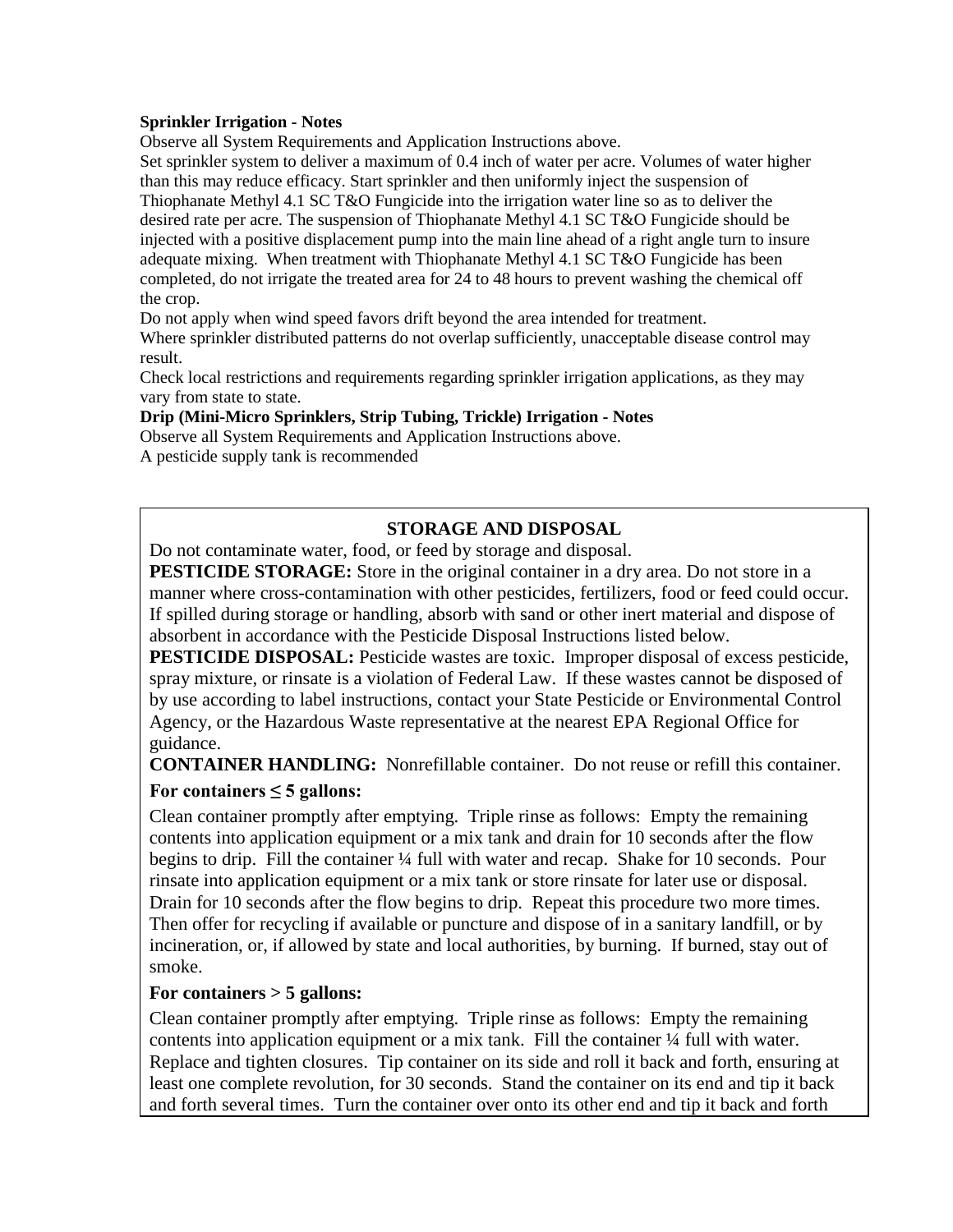**Sprinkler Irrigation - Notes**

Observe all System Requirements and Application Instructions above.

Set sprinkler system to deliver a maximum of 0.4 inch of water per acre. Volumes of water higher than this may reduce efficacy. Start sprinkler and then uniformly inject the suspension of Thiophanate Methyl 4.1 SC T&O Fungicide into the irrigation water line so as to deliver the desired rate per acre. The suspension of Thiophanate Methyl 4.1 SC T&O Fungicide should be injected with a positive displacement pump into the main line ahead of a right angle turn to insure adequate mixing. When treatment with Thiophanate Methyl 4.1 SC T&O Fungicide has been completed, do not irrigate the treated area for 24 to 48 hours to prevent washing the chemical off the crop.

Do not apply when wind speed favors drift beyond the area intended for treatment.

Where sprinkler distributed patterns do not overlap sufficiently, unacceptable disease control may result.

Check local restrictions and requirements regarding sprinkler irrigation applications, as they may vary from state to state.

**Drip (Mini-Micro Sprinklers, Strip Tubing, Trickle) Irrigation - Notes**

Observe all System Requirements and Application Instructions above.

A pesticide supply tank is recommended

## STORAGE AND DISPOSAL

Do not contaminate water, food, or feed by storage and disposal.

**PESTICIDE STORAGE:** Store in the original container in a dry area. Do not store in a manner where cross-contamination with other pesticides, fertilizers, food or feed could occur. If spilled during storage or handling, absorb with sand or other inert material and dispose of absorbent in accordance with the Pesticide Disposal Instructions listed below.

**PESTICIDE DISPOSAL:** Pesticide wastes are toxic. Improper disposal of excess pesticide, spray mixture, or rinsate is a violation of Federal Law. If these wastes cannot be disposed of by use according to label instructions, contact your State Pesticide or Environmental Control Agency, or the Hazardous Waste representative at the nearest EPA Regional Office for guidance.

**CONTAINER HANDLING:** Nonrefillable container. Do not reuse or refill this container.

**For containers ≤ 5 gallons:**

Clean container promptly after emptying. Triple rinse as follows: Empty the remaining contents into application equipment or a mix tank and drain for 10 seconds after the flow begins to drip. Fill the container ¼ full with water and recap. Shake for 10 seconds. Pour rinsate into application equipment or a mix tank or store rinsate for later use or disposal. Drain for 10 seconds after the flow begins to drip. Repeat this procedure two more times. Then offer for recycling if available or puncture and dispose of in a sanitary landfill, or by incineration, or, if allowed by state and local authorities, by burning. If burned, stay out of smoke.

**For containers > 5 gallons:**

Clean container promptly after emptying. Triple rinse as follows: Empty the remaining contents into application equipment or a mix tank. Fill the container ¼ full with water. Replace and tighten closures. Tip container on its side and roll it back and forth, ensuring at least one complete revolution, for 30 seconds. Stand the container on its end and tip it back and forth several times. Turn the container over onto its other end and tip it back and forth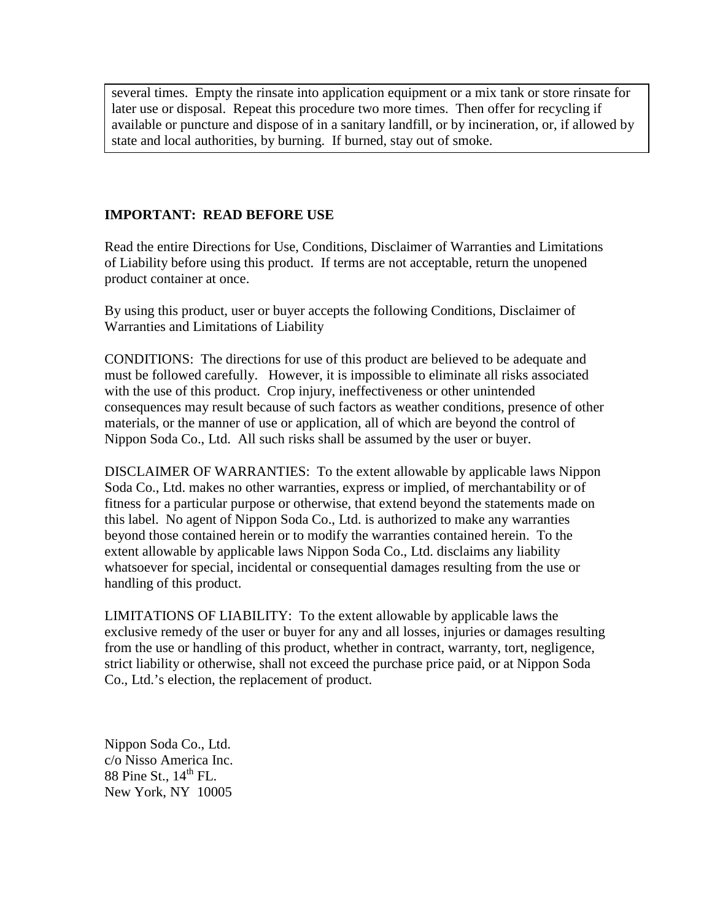several times. Empty the rinsate into application equipment or a mix tank or store rinsate for later use or disposal. Repeat this procedure two more times. Then offer for recycling if available or puncture and dispose of in a sanitary landfill, or by incineration, or, if allowed by state and local authorities, by burning. If burned, stay out of smoke.

**IMPORTANT: READ BEFORE USE**

Read the entire Directions for Use, Conditions, Disclaimer of Warranties and Limitations of Liability before using this product. If terms are not acceptable, return the unopened product container at once.

By using this product, user or buyer accepts the following Conditions, Disclaimer of Warranties and Limitations of Liability

CONDITIONS: The directions for use of this product are believed to be adequate and must be followed carefully. However, it is impossible to eliminate all risks associated with the use of this product. Crop injury, ineffectiveness or other unintended consequences may result because of such factors as weather conditions, presence of other materials, or the manner of use or application, all of which are beyond the control of Nippon Soda Co., Ltd. All such risks shall be assumed by the user or buyer.

DISCLAIMER OF WARRANTIES: To the extent allowable by applicable laws Nippon Soda Co., Ltd. makes no other warranties, express or implied, of merchantability or of fitness for a particular purpose or otherwise, that extend beyond the statements made on this label. No agent of Nippon Soda Co., Ltd. is authorized to make any warranties beyond those contained herein or to modify the warranties contained herein. To the extent allowable by applicable laws Nippon Soda Co., Ltd. disclaims any liability whatsoever for special, incidental or consequential damages resulting from the use or handling of this product.

LIMITATIONS OF LIABILITY: To the extent allowable by applicable laws the exclusive remedy of the user or buyer for any and all losses, injuries or damages resulting from the use or handling of this product, whether in contract, warranty, tort, negligence, strict liability or otherwise, shall not exceed the purchase price paid, or at Nippon Soda Co., Ltd.'s election, the replacement of product.

Nippon Soda Co., Ltd.
c/o Nisso America Inc.
88 Pine St., 14th FL.
New York, NY 10005